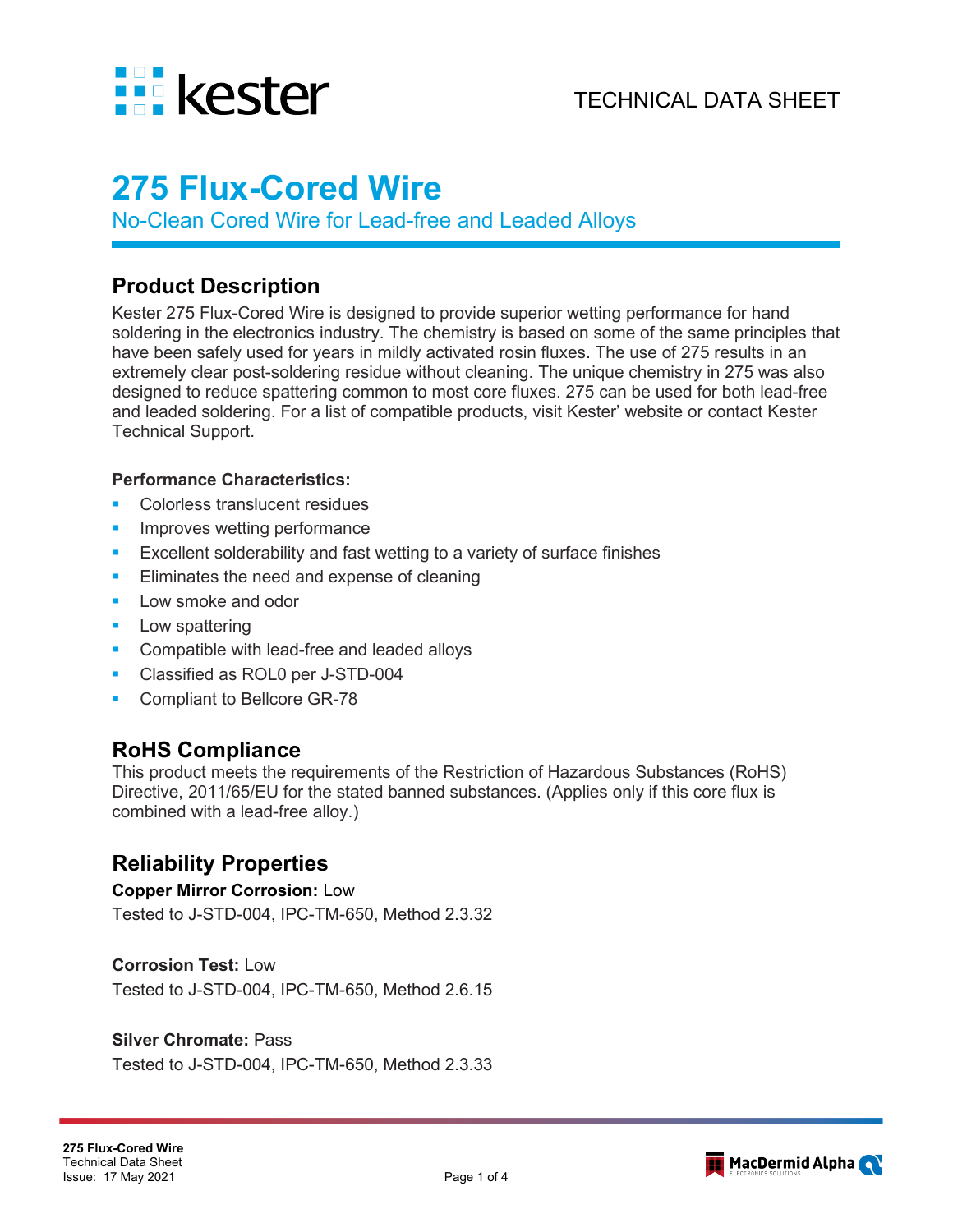TECHNICAL DATA SHEET

# 275 Flux-Cored Wire

No-Clean Cored Wire for Lead-free and Leaded Alloys

## Product Description

Kester 275 Flux-Cored Wire is designed to provide superior wetting performance for hand soldering in the electronics industry. The chemistry is based on some of the same principles that have been safely used for years in mildly activated rosin fluxes. The use of 275 results in an extremely clear post-soldering residue without cleaning. The unique chemistry in 275 was also designed to reduce spattering common to most core fluxes. 275 can be used for both lead-free and leaded soldering. For a list of compatible products, visit Kester' website or contact Kester Technical Support.

**Performance Characteristics:**

- Colorless translucent residues
- Improves wetting performance
- Excellent solderability and fast wetting to a variety of surface finishes
- Eliminates the need and expense of cleaning
- Low smoke and odor
- Low spattering
- Compatible with lead-free and leaded alloys
- Classified as ROL0 per J-STD-004
- Compliant to Bellcore GR-78

## RoHS Compliance

This product meets the requirements of the Restriction of Hazardous Substances (RoHS) Directive, 2011/65/EU for the stated banned substances. (Applies only if this core flux is combined with a lead-free alloy.)

## Reliability Properties

**Copper Mirror Corrosion:** Low
Tested to J-STD-004, IPC-TM-650, Method 2.3.32

**Corrosion Test:** Low
Tested to J-STD-004, IPC-TM-650, Method 2.6.15

**Silver Chromate:** Pass
Tested to J-STD-004, IPC-TM-650, Method 2.3.33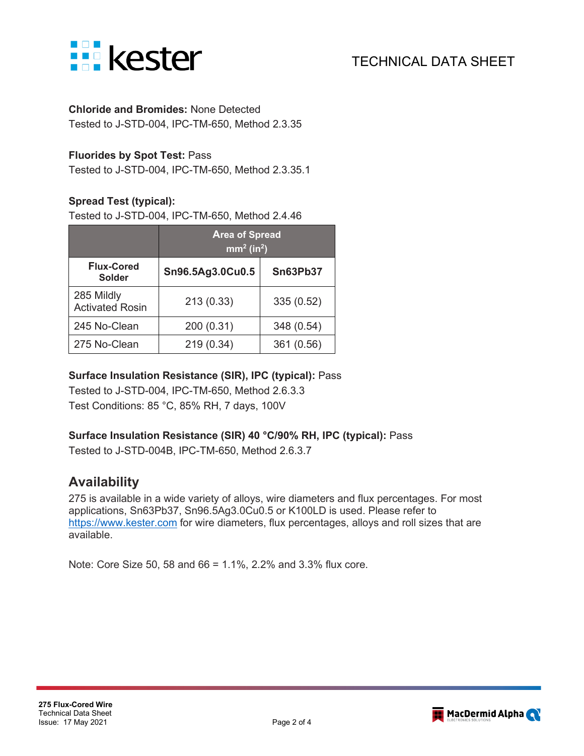**Chloride and Bromides:** None Detected
Tested to J-STD-004, IPC-TM-650, Method 2.3.35

**Fluorides by Spot Test:** Pass
Tested to J-STD-004, IPC-TM-650, Method 2.3.35.1

**Spread Test (typical):**
Tested to J-STD-004, IPC-TM-650, Method 2.4.46

| | Area of Spread $mm^2$ ($in^2$) | |
|---|---|---|
| **Flux-Cored Solder** | **Sn96.5Ag3.0Cu0.5** | **Sn63Pb37** |
| 285 Mildly Activated Rosin | 213 (0.33) | 335 (0.52) |
| 245 No-Clean | 200 (0.31) | 348 (0.54) |
| 275 No-Clean | 219 (0.34) | 361 (0.56) |

**Surface Insulation Resistance (SIR), IPC (typical):** Pass
Tested to J-STD-004, IPC-TM-650, Method 2.6.3.3
Test Conditions: 85 °C, 85% RH, 7 days, 100V

**Surface Insulation Resistance (SIR) 40 °C/90% RH, IPC (typical):** Pass
Tested to J-STD-004B, IPC-TM-650, Method 2.6.3.7

## Availability

275 is available in a wide variety of alloys, wire diameters and flux percentages. For most applications, Sn63Pb37, Sn96.5Ag3.0Cu0.5 or K100LD is used. Please refer to https://www.kester.com for wire diameters, flux percentages, alloys and roll sizes that are available.

Note: Core Size 50, 58 and 66 = 1.1%, 2.2% and 3.3% flux core.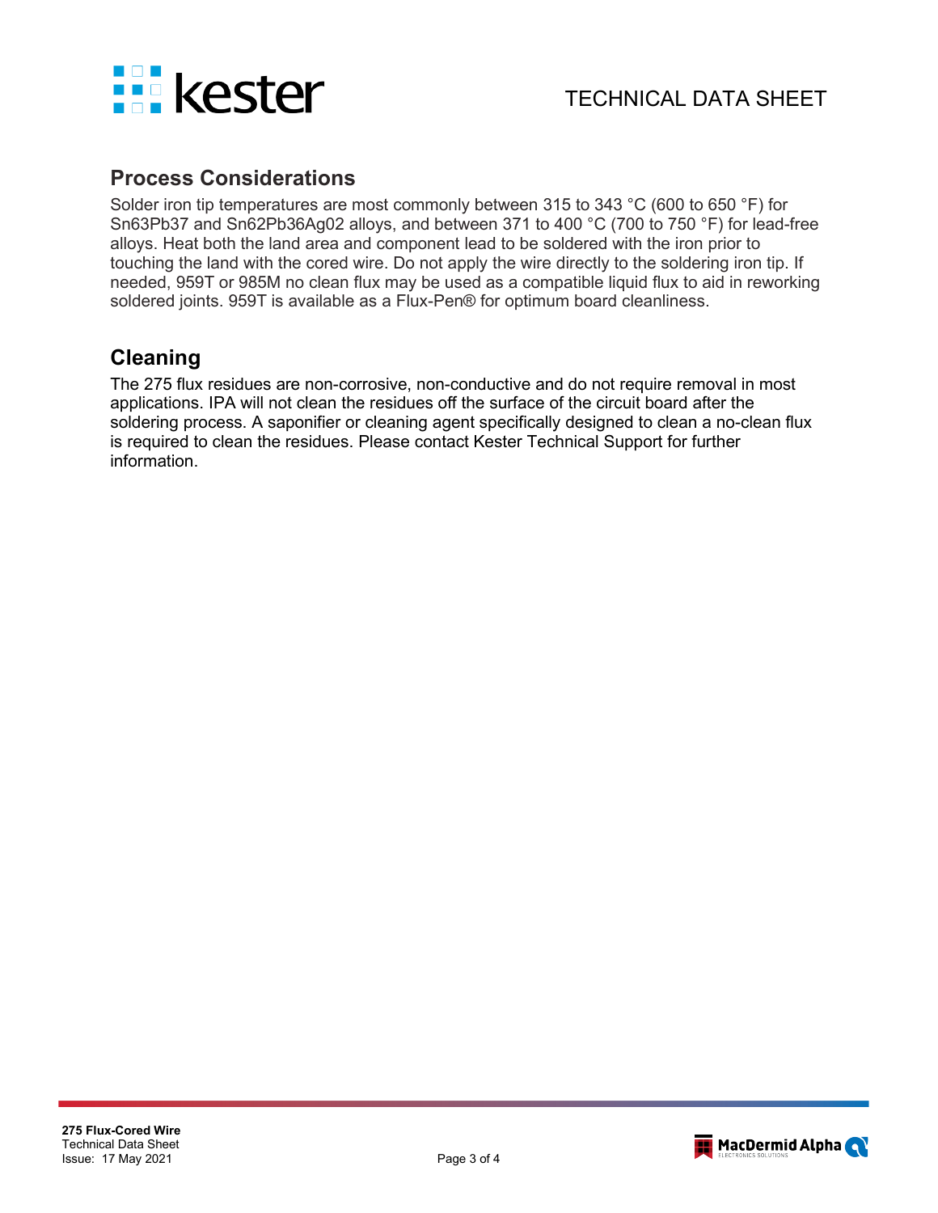## Process Considerations

Solder iron tip temperatures are most commonly between 315 to 343 °C (600 to 650 °F) for Sn63Pb37 and Sn62Pb36Ag02 alloys, and between 371 to 400 °C (700 to 750 °F) for lead-free alloys. Heat both the land area and component lead to be soldered with the iron prior to touching the land with the cored wire. Do not apply the wire directly to the soldering iron tip. If needed, 959T or 985M no clean flux may be used as a compatible liquid flux to aid in reworking soldered joints. 959T is available as a Flux-Pen® for optimum board cleanliness.

## Cleaning

The 275 flux residues are non-corrosive, non-conductive and do not require removal in most applications. IPA will not clean the residues off the surface of the circuit board after the soldering process. A saponifier or cleaning agent specifically designed to clean a no-clean flux is required to clean the residues. Please contact Kester Technical Support for further information.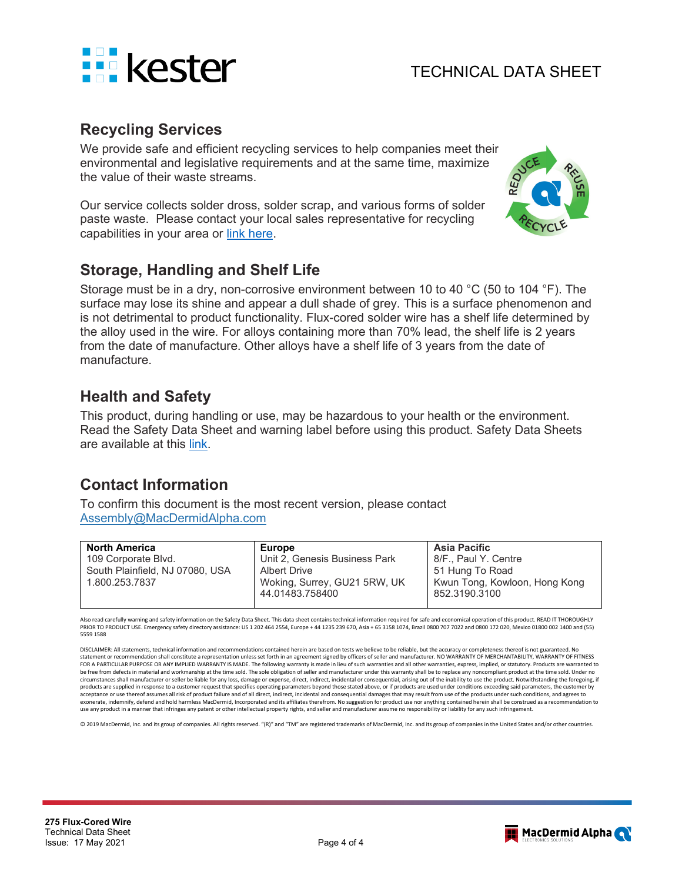## Recycling Services

We provide safe and efficient recycling services to help companies meet their environmental and legislative requirements and at the same time, maximize the value of their waste streams.

Our service collects solder dross, solder scrap, and various forms of solder paste waste. Please contact your local sales representative for recycling capabilities in your area or link here.

## Storage, Handling and Shelf Life

Storage must be in a dry, non-corrosive environment between 10 to 40 °C (50 to 104 °F). The surface may lose its shine and appear a dull shade of grey. This is a surface phenomenon and is not detrimental to product functionality. Flux-cored solder wire has a shelf life determined by the alloy used in the wire. For alloys containing more than 70% lead, the shelf life is 2 years from the date of manufacture. Other alloys have a shelf life of 3 years from the date of manufacture.

## Health and Safety

This product, during handling or use, may be hazardous to your health or the environment. Read the Safety Data Sheet and warning label before using this product. Safety Data Sheets are available at this link.

## Contact Information

To confirm this document is the most recent version, please contact Assembly@MacDermidAlpha.com

| | | |
|---|---|---|
| **North America**<br>109 Corporate Blvd.<br>South Plainfield, NJ 07080, USA<br>1.800.253.7837 | **Europe**<br>Unit 2, Genesis Business Park<br>Albert Drive<br>Woking, Surrey, GU21 5RW, UK<br>44.01483.758400 | **Asia Pacific**<br>8/F., Paul Y. Centre<br>51 Hung To Road<br>Kwun Tong, Kowloon, Hong Kong<br>852.3190.3100 |

Also read carefully warning and safety information on the Safety Data Sheet. This data sheet contains technical information required for safe and economical operation of this product. READ IT THOROUGHLY PRIOR TO PRODUCT USE. Emergency safety directory assistance: US 1 202 464 2554, Europe + 44 1235 239 670, Asia + 65 3158 1074, Brazil 0800 707 7022 and 0800 172 020, Mexico 01800 002 1400 and (55) 5559 1588

DISCLAIMER: All statements, technical information and recommendations contained herein are based on tests we believe to be reliable, but the accuracy or completeness thereof is not guaranteed. No statement or recommendation shall constitute a representation unless set forth in an agreement signed by officers of seller and manufacturer. NO WARRANTY OF MERCHANTABILITY, WARRANTY OF FITNESS FOR A PARTICULAR PURPOSE OR ANY IMPLIED WARRANTY IS MADE. The following warranty is made in lieu of such warranties and all other warranties, express, implied, or statutory. Products are warranted to be free from defects in material and workmanship at the time sold. The sole obligation of seller and manufacturer under this warranty shall be to replace any noncompliant product at the time sold. Under no circumstances shall manufacturer or seller be liable for any loss, damage or expense, direct, indirect, incidental or consequential, arising out of the inability to use the product. Notwithstanding the foregoing, if products are supplied in response to a customer request that specifies operating parameters beyond those stated above, or if products are used under conditions exceeding said parameters, the customer by acceptance or use thereof assumes all risk of product failure and of all direct, indirect, incidental and consequential damages that may result from use of the products under such conditions, and agrees to exonerate, indemnify, defend and hold harmless MacDermid, Incorporated and its affiliates therefrom. No suggestion for product use nor anything contained herein shall be construed as a recommendation to use any product in a manner that infringes any patent or other intellectual property rights, and seller and manufacturer assume no responsibility or liability for any such infringement.

© 2019 MacDermid, Inc. and its group of companies. All rights reserved. "(R)" and "TM" are registered trademarks of MacDermid, Inc. and its group of companies in the United States and/or other countries.